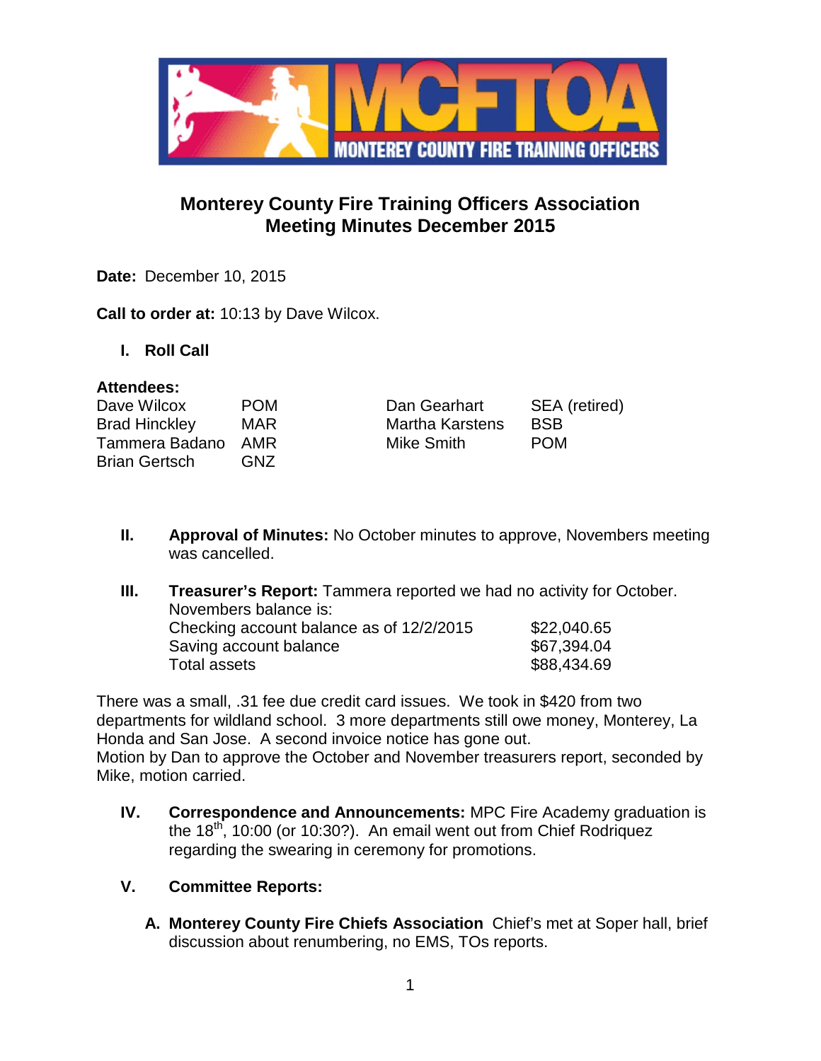# Monterey County Fire Training Officers Association
## Meeting Minutes December 2015

**Date:** December 10, 2015

**Call to order at:** 10:13 by Dave Wilcox.

### I. Roll Call

**Attendees:**

| | | | |
|---|---|---|---|
| Dave Wilcox | POM | Dan Gearhart | SEA (retired) |
| Brad Hinckley | MAR | Martha Karstens | BSB |
| Tammera Badano | AMR | Mike Smith | POM |
| Brian Gertsch | GNZ | | |

### II. **Approval of Minutes:** No October minutes to approve, Novembers meeting was cancelled.

### III. **Treasurer's Report:** Tammera reported we had no activity for October.

Novembers balance is:

| | |
|---|---|
| Checking account balance as of 12/2/2015 | $22,040.65 |
| Saving account balance | $67,394.04 |
| Total assets | $88,434.69 |

There was a small, .31 fee due credit card issues. We took in $420 from two departments for wildland school. 3 more departments still owe money, Monterey, La Honda and San Jose. A second invoice notice has gone out.
Motion by Dan to approve the October and November treasurers report, seconded by Mike, motion carried.

### IV. **Correspondence and Announcements:** MPC Fire Academy graduation is the 18th, 10:00 (or 10:30?). An email went out from Chief Rodriquez regarding the swearing in ceremony for promotions.

### V. Committee Reports:

**A. Monterey County Fire Chiefs Association** Chief's met at Soper hall, brief discussion about renumbering, no EMS, TOs reports.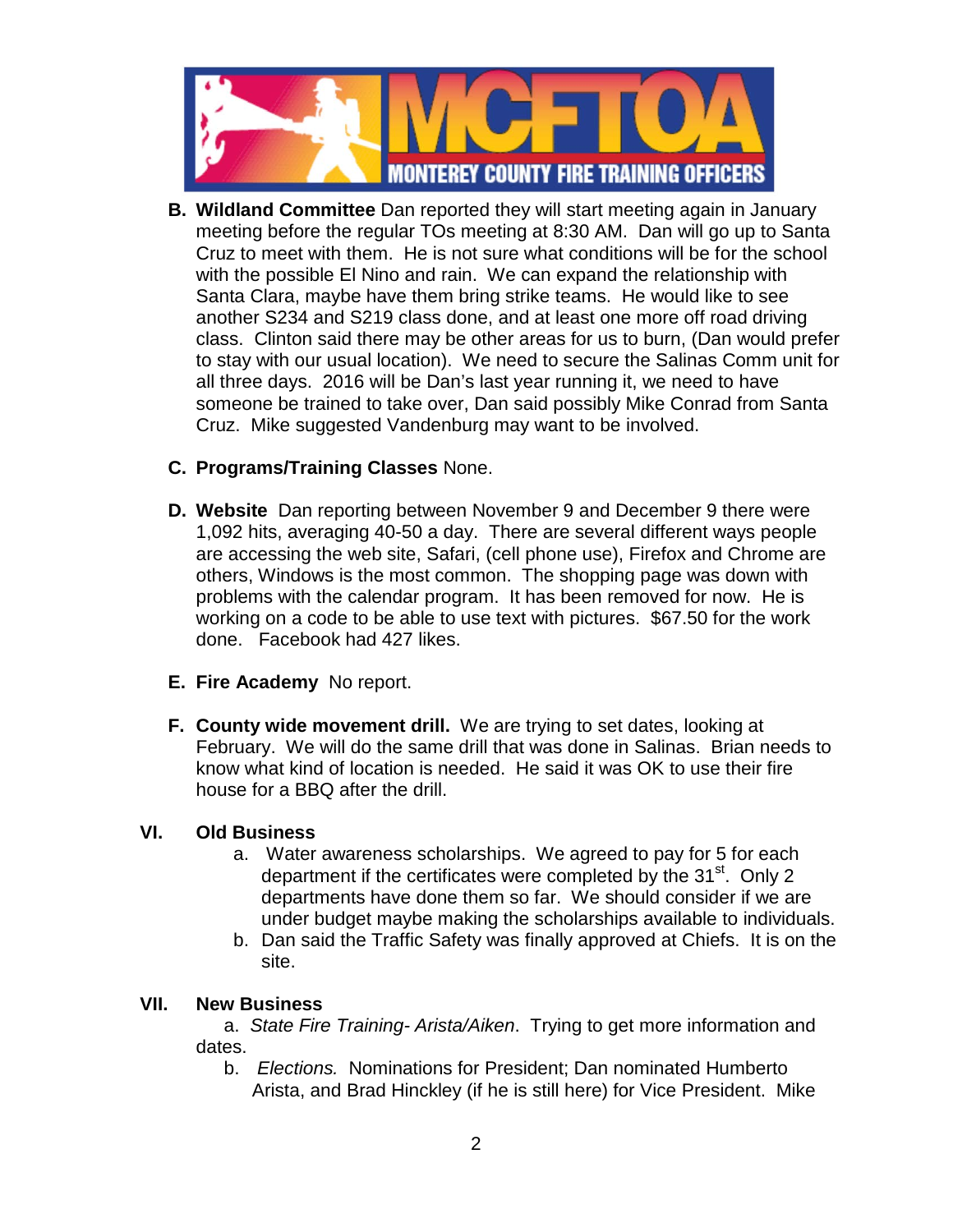**B. Wildland Committee** Dan reported they will start meeting again in January meeting before the regular TOs meeting at 8:30 AM. Dan will go up to Santa Cruz to meet with them. He is not sure what conditions will be for the school with the possible El Nino and rain. We can expand the relationship with Santa Clara, maybe have them bring strike teams. He would like to see another S234 and S219 class done, and at least one more off road driving class. Clinton said there may be other areas for us to burn, (Dan would prefer to stay with our usual location). We need to secure the Salinas Comm unit for all three days. 2016 will be Dan's last year running it, we need to have someone be trained to take over, Dan said possibly Mike Conrad from Santa Cruz. Mike suggested Vandenburg may want to be involved.

**C. Programs/Training Classes** None.

**D. Website** Dan reporting between November 9 and December 9 there were 1,092 hits, averaging 40-50 a day. There are several different ways people are accessing the web site, Safari, (cell phone use), Firefox and Chrome are others, Windows is the most common. The shopping page was down with problems with the calendar program. It has been removed for now. He is working on a code to be able to use text with pictures. $67.50 for the work done. Facebook had 427 likes.

**E. Fire Academy** No report.

**F. County wide movement drill.** We are trying to set dates, looking at February. We will do the same drill that was done in Salinas. Brian needs to know what kind of location is needed. He said it was OK to use their fire house for a BBQ after the drill.

## VI. Old Business

a. Water awareness scholarships. We agreed to pay for 5 for each department if the certificates were completed by the 31st. Only 2 departments have done them so far. We should consider if we are under budget maybe making the scholarships available to individuals.

b. Dan said the Traffic Safety was finally approved at Chiefs. It is on the site.

## VII. New Business

a. *State Fire Training- Arista/Aiken*. Trying to get more information and dates.

b. *Elections.* Nominations for President; Dan nominated Humberto Arista, and Brad Hinckley (if he is still here) for Vice President. Mike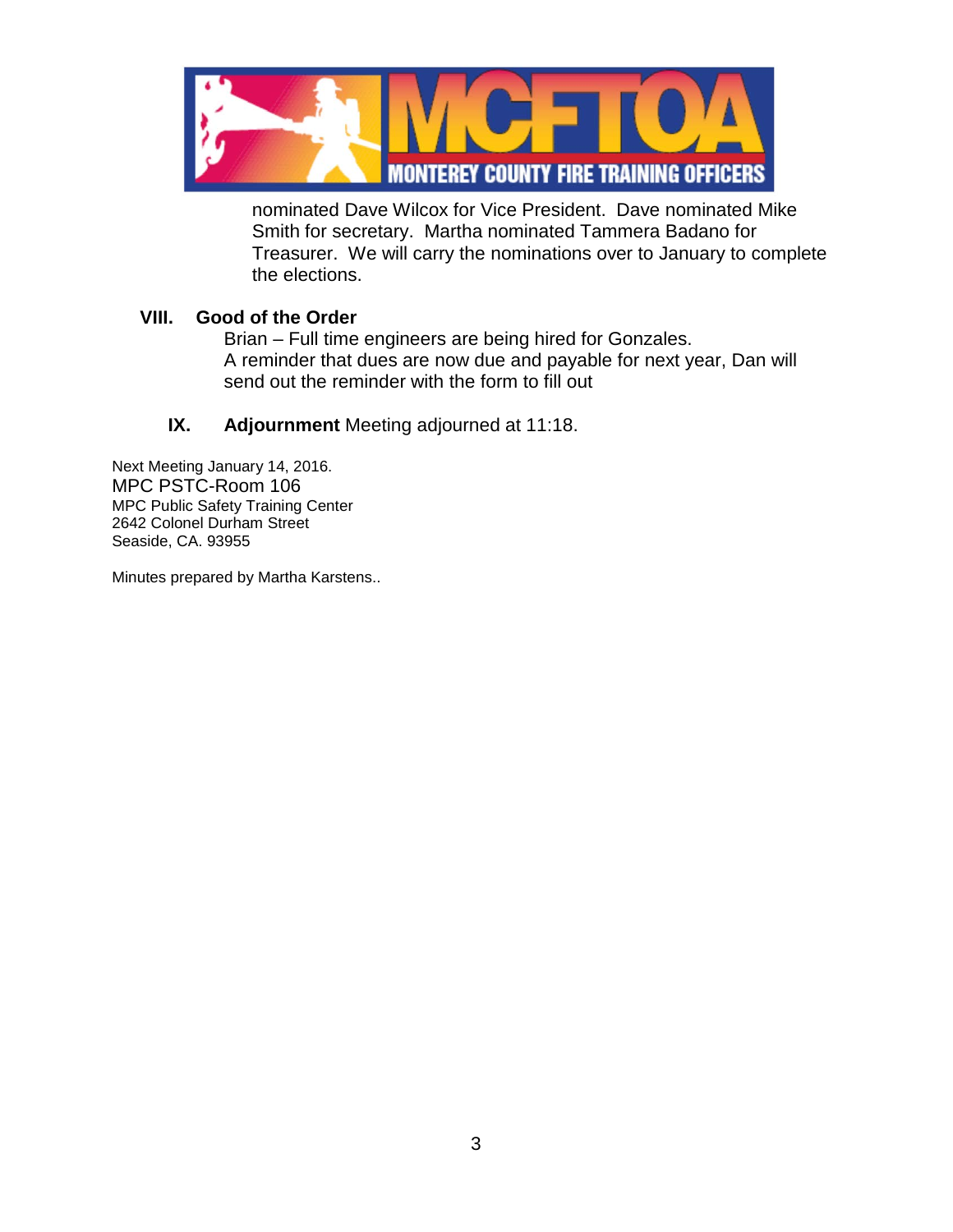nominated Dave Wilcox for Vice President. Dave nominated Mike Smith for secretary. Martha nominated Tammera Badano for Treasurer. We will carry the nominations over to January to complete the elections.

**VIII. Good of the Order**

Brian – Full time engineers are being hired for Gonzales.
A reminder that dues are now due and payable for next year, Dan will send out the reminder with the form to fill out

**IX. Adjournment** Meeting adjourned at 11:18.

Next Meeting January 14, 2016.
MPC PSTC-Room 106
MPC Public Safety Training Center
2642 Colonel Durham Street
Seaside, CA. 93955

Minutes prepared by Martha Karstens..